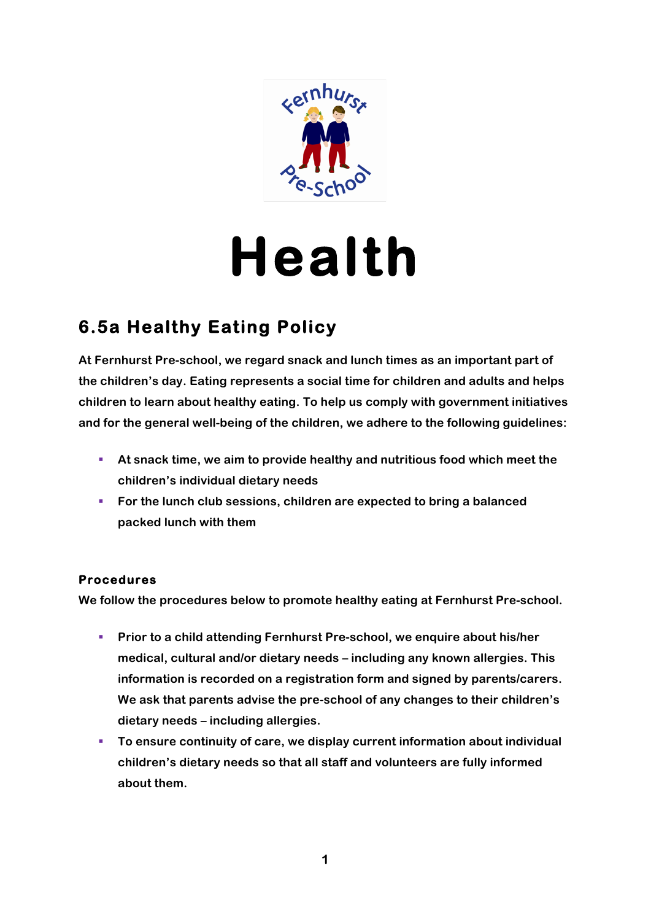# Health

## 6.5a Healthy Eating Policy

At Fernhurst Pre-school, we regard snack and lunch times as an important part of the children's day. Eating represents a social time for children and adults and helps children to learn about healthy eating. To help us comply with government initiatives and for the general well-being of the children, we adhere to the following guidelines:

- At snack time, we aim to provide healthy and nutritious food which meet the children's individual dietary needs
- For the lunch club sessions, children are expected to bring a balanced packed lunch with them

### Procedures

We follow the procedures below to promote healthy eating at Fernhurst Pre-school.

- Prior to a child attending Fernhurst Pre-school, we enquire about his/her medical, cultural and/or dietary needs – including any known allergies. This information is recorded on a registration form and signed by parents/carers. We ask that parents advise the pre-school of any changes to their children's dietary needs – including allergies.
- To ensure continuity of care, we display current information about individual children's dietary needs so that all staff and volunteers are fully informed about them.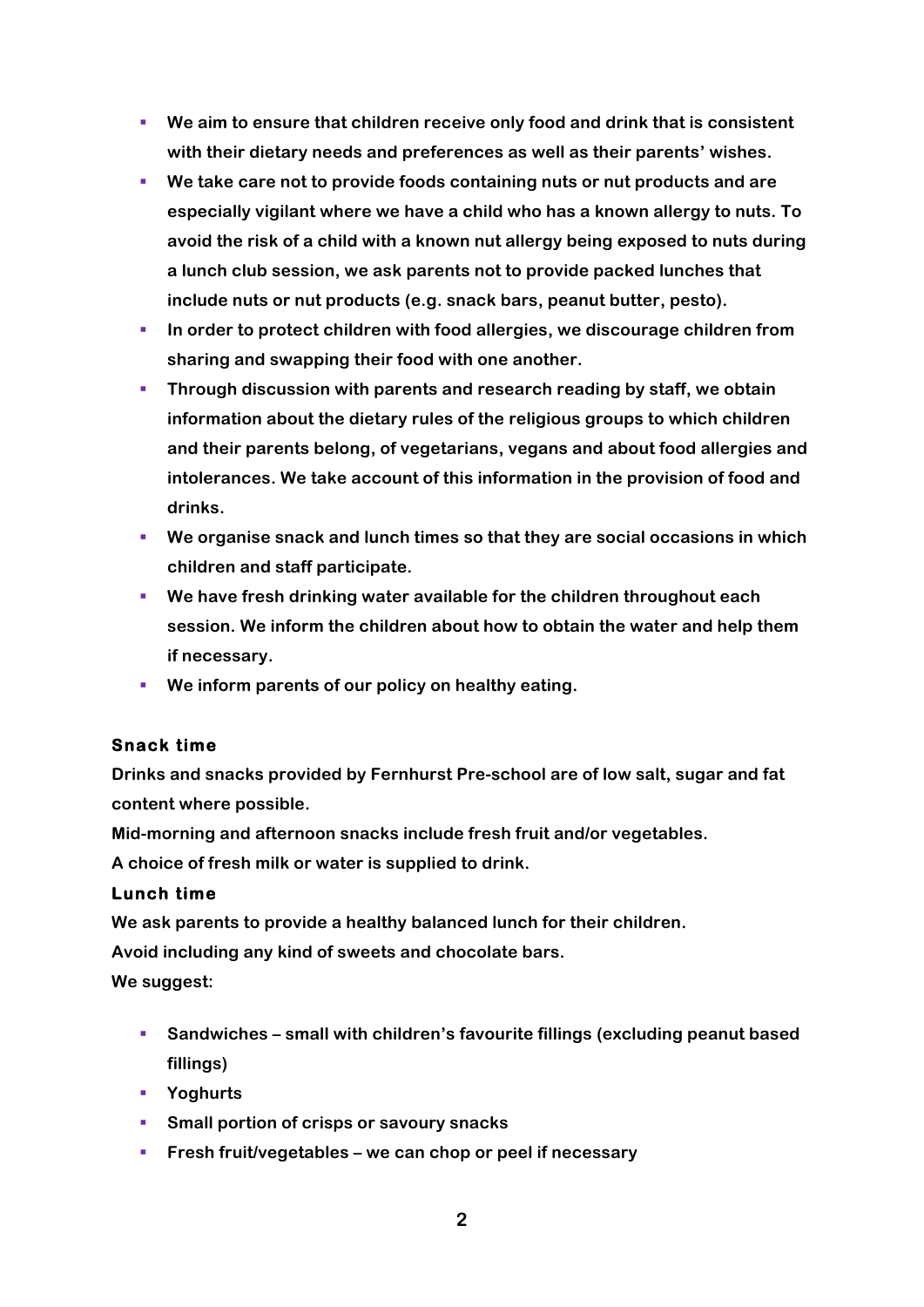- We aim to ensure that children receive only food and drink that is consistent with their dietary needs and preferences as well as their parents' wishes.
- We take care not to provide foods containing nuts or nut products and are especially vigilant where we have a child who has a known allergy to nuts. To avoid the risk of a child with a known nut allergy being exposed to nuts during a lunch club session, we ask parents not to provide packed lunches that include nuts or nut products (e.g. snack bars, peanut butter, pesto).
- In order to protect children with food allergies, we discourage children from sharing and swapping their food with one another.
- Through discussion with parents and research reading by staff, we obtain information about the dietary rules of the religious groups to which children and their parents belong, of vegetarians, vegans and about food allergies and intolerances. We take account of this information in the provision of food and drinks.
- We organise snack and lunch times so that they are social occasions in which children and staff participate.
- We have fresh drinking water available for the children throughout each session. We inform the children about how to obtain the water and help them if necessary.
- We inform parents of our policy on healthy eating.

### Snack time

Drinks and snacks provided by Fernhurst Pre-school are of low salt, sugar and fat content where possible.

Mid-morning and afternoon snacks include fresh fruit and/or vegetables.

A choice of fresh milk or water is supplied to drink.

### Lunch time

We ask parents to provide a healthy balanced lunch for their children.

Avoid including any kind of sweets and chocolate bars.

We suggest:

- Sandwiches – small with children's favourite fillings (excluding peanut based fillings)
- Yoghurts
- Small portion of crisps or savoury snacks
- Fresh fruit/vegetables – we can chop or peel if necessary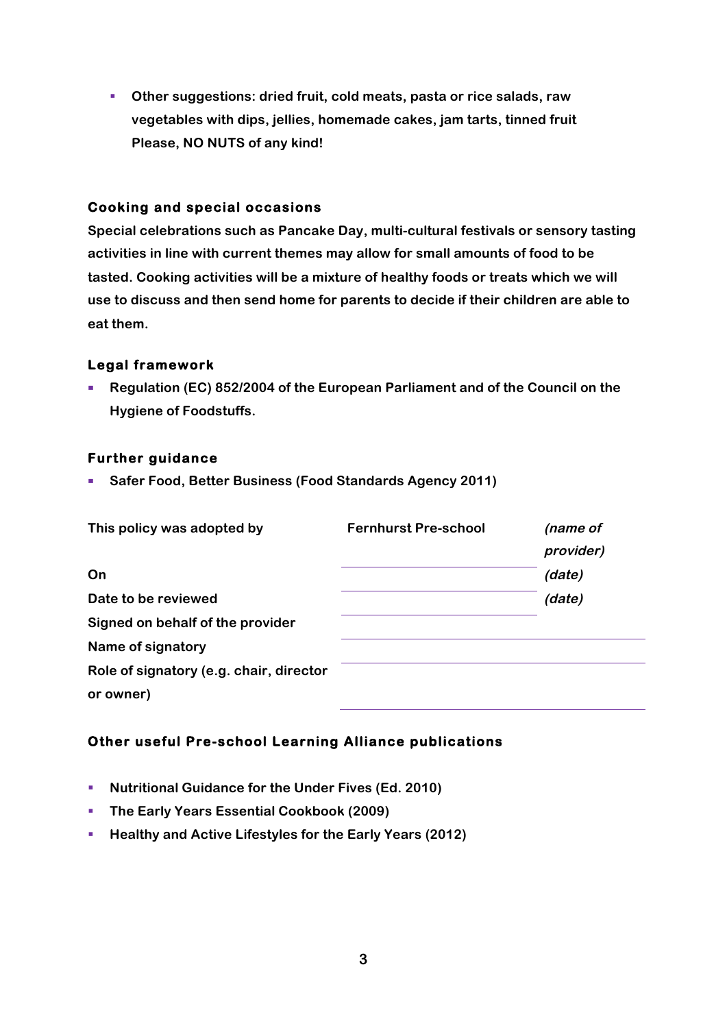- Other suggestions: dried fruit, cold meats, pasta or rice salads, raw vegetables with dips, jellies, homemade cakes, jam tarts, tinned fruit Please, NO NUTS of any kind!

### Cooking and special occasions

Special celebrations such as Pancake Day, multi-cultural festivals or sensory tasting activities in line with current themes may allow for small amounts of food to be tasted. Cooking activities will be a mixture of healthy foods or treats which we will use to discuss and then send home for parents to decide if their children are able to eat them.

### Legal framework

- Regulation (EC) 852/2004 of the European Parliament and of the Council on the Hygiene of Foodstuffs.

### Further guidance

- Safer Food, Better Business (Food Standards Agency 2011)

| | | |
|---|---|---|
| This policy was adopted by | Fernhurst Pre-school | *(name of provider)* |
| On | | *(date)* |
| Date to be reviewed | | *(date)* |
| Signed on behalf of the provider | | |
| Name of signatory | | |
| Role of signatory (e.g. chair, director or owner) | | |

### Other useful Pre-school Learning Alliance publications

- Nutritional Guidance for the Under Fives (Ed. 2010)
- The Early Years Essential Cookbook (2009)
- Healthy and Active Lifestyles for the Early Years (2012)